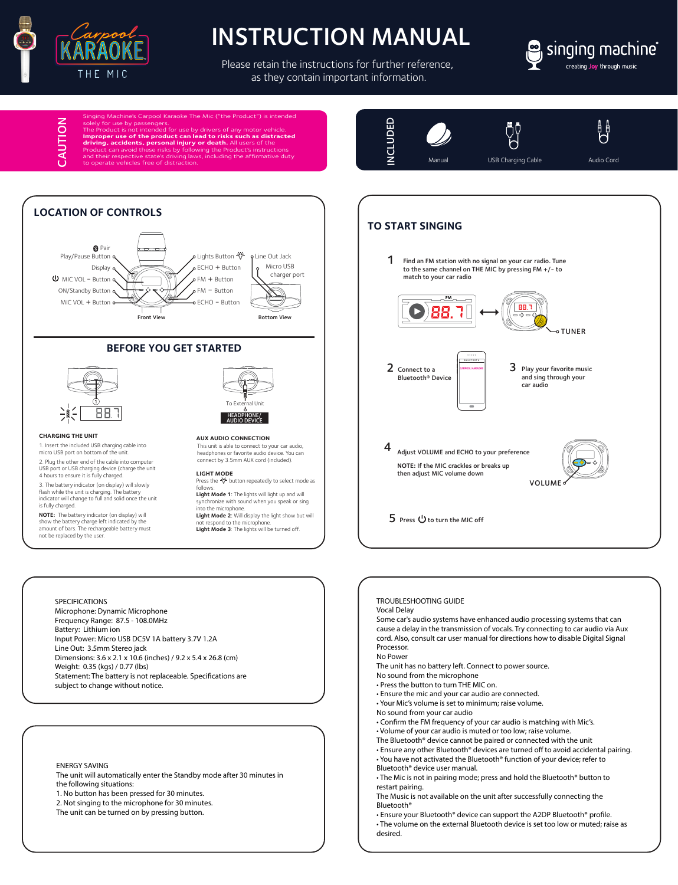# INSTRUCTION MANUAL

Carpool KARAOKE THE MIC

Please retain the instructions for further reference, as they contain important information.

singing machine® creating Joy through music

## CAUTION

Singing Machine's Carpool Karaoke The Mic ("the Product") is intended solely for use by passengers.
The Product is not intended for use by drivers of any motor vehicle. **Improper use of the product can lead to risks such as distracted driving, accidents, personal injury or death.** All users of the Product can avoid these risks by following the Product's instructions and their respective state's driving laws, including the affirmative duty to operate vehicles free of distraction.

## INCLUDED

- Manual
- USB Charging Cable
- Audio Cord

## LOCATION OF CONTROLS

**Front View:**
- Pair
- Play/Pause Button
- Display
- MIC VOL – Button
- ON/Standby Button
- MIC VOL + Button
- Lights Button
- ECHO + Button
- FM + Button
- FM – Button
- ECHO – Button

**Bottom View:**
- Line Out Jack
- Micro USB charger port

## BEFORE YOU GET STARTED

To External Unit
HEADPHONE/ AUDIO DEVICE

### CHARGING THE UNIT

1. Insert the included USB charging cable into micro USB port on bottom of the unit.
2. Plug the other end of the cable into computer USB port or USB charging device (charge the unit 4 hours to ensure it is fully charged.
3. The battery indicator (on display) will slowly flash while the unit is charging. The battery indicator will change to full and solid once the unit is fully charged.

**NOTE:** The battery indicator (on display) will show the battery charge left indicated by the amount of bars. The rechargeable battery must not be replaced by the user.

### AUX AUDIO CONNECTION

This unit is able to connect to your car audio, headphones or favorite audio device. You can connect by 3.5mm AUX cord (included).

### LIGHT MODE

Press the button repeatedly to select mode as follows:
**Light Mode 1**: The lights will light up and will synchronize with sound when you speak or sing into the microphone.
**Light Mode 2**: Will display the light show but will not respond to the microphone.
**Light Mode 3**: The lights will be turned off.

## TO START SINGING

1. Find an FM station with no signal on your car radio. Tune to the same channel on THE MIC by pressing FM +/- to match to your car radio

   FM 88.7 ⟷ 88.7 — TUNER

2. Connect to a Bluetooth® Device

3. Play your favorite music and sing through your car audio

4. Adjust VOLUME and ECHO to your preference

   **NOTE:** If the MIC crackles or breaks up then adjust MIC volume down

   VOLUME

5. Press ⏻ to turn the MIC off

## SPECIFICATIONS

Microphone: Dynamic Microphone
Frequency Range: 87.5 - 108.0MHz
Battery: Lithium ion
Input Power: Micro USB DC5V 1A battery 3.7V 1.2A
Line Out: 3.5mm Stereo jack
Dimensions: 3.6 x 2.1 x 10.6 (inches) / 9.2 x 5.4 x 26.8 (cm)
Weight: 0.35 (kgs) / 0.77 (lbs)
Statement: The battery is not replaceable. Specifications are subject to change without notice.

## ENERGY SAVING

The unit will automatically enter the Standby mode after 30 minutes in the following situations:
1. No button has been pressed for 30 minutes.
2. Not singing to the microphone for 30 minutes.
The unit can be turned on by pressing button.

## TROUBLESHOOTING GUIDE

**Vocal Delay**
Some car's audio systems have enhanced audio processing systems that can cause a delay in the transmission of vocals. Try connecting to car audio via Aux cord. Also, consult car user manual for directions how to disable Digital Signal Processor.

**No Power**
The unit has no battery left. Connect to power source.

**No sound from the microphone**
- Press the button to turn THE MIC on.
- Ensure the mic and your car audio are connected.
- Your Mic's volume is set to minimum; raise volume.

**No sound from your car audio**
- Confirm the FM frequency of your car audio is matching with Mic's.
- Volume of your car audio is muted or too low; raise volume.

**The Bluetooth® device cannot be paired or connected with the unit**
- Ensure any other Bluetooth® devices are turned off to avoid accidental pairing.
- You have not activated the Bluetooth® function of your device; refer to Bluetooth® device user manual.
- The Mic is not in pairing mode; press and hold the Bluetooth® button to restart pairing.

**The Music is not available on the unit after successfully connecting the Bluetooth®**
- Ensure your Bluetooth® device can support the A2DP Bluetooth® profile.
- The volume on the external Bluetooth device is set too low or muted; raise as desired.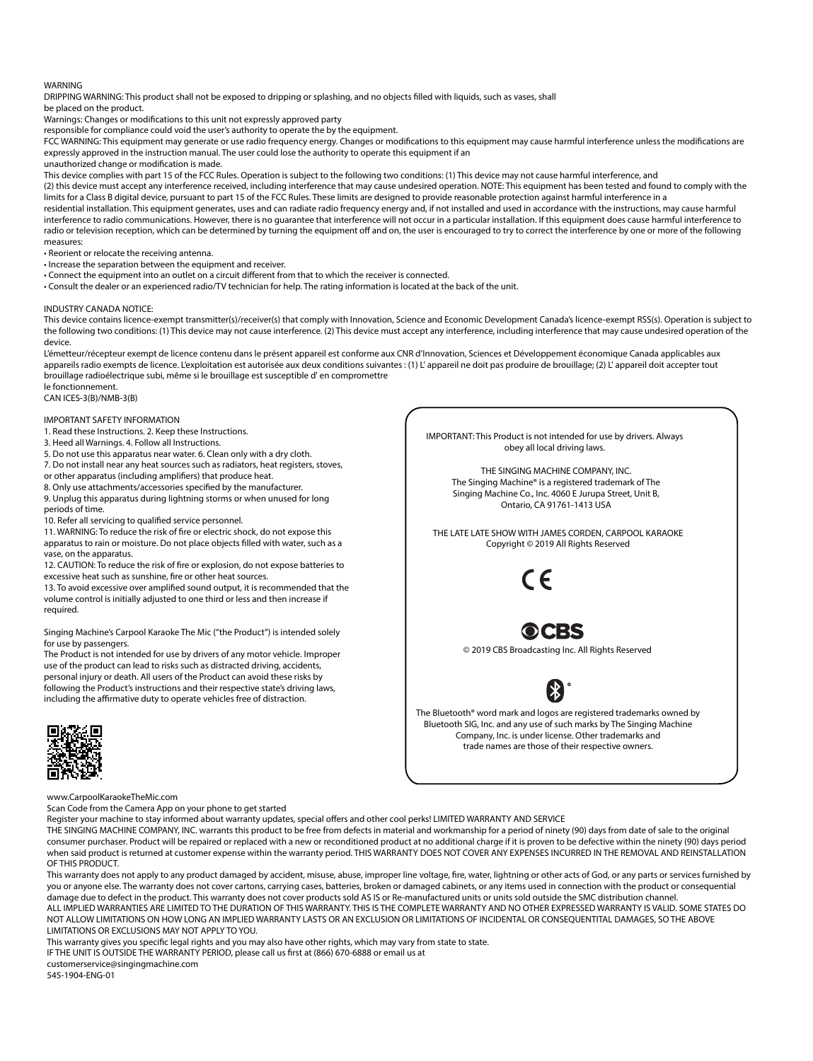WARNING

DRIPPING WARNING: This product shall not be exposed to dripping or splashing, and no objects filled with liquids, such as vases, shall be placed on the product.

Warnings: Changes or modifications to this unit not expressly approved party responsible for compliance could void the user's authority to operate the by the equipment.

FCC WARNING: This equipment may generate or use radio frequency energy. Changes or modifications to this equipment may cause harmful interference unless the modifications are expressly approved in the instruction manual. The user could lose the authority to operate this equipment if an unauthorized change or modification is made.

This device complies with part 15 of the FCC Rules. Operation is subject to the following two conditions: (1) This device may not cause harmful interference, and (2) this device must accept any interference received, including interference that may cause undesired operation. NOTE: This equipment has been tested and found to comply with the limits for a Class B digital device, pursuant to part 15 of the FCC Rules. These limits are designed to provide reasonable protection against harmful interference in a residential installation. This equipment generates, uses and can radiate radio frequency energy and, if not installed and used in accordance with the instructions, may cause harmful interference to radio communications. However, there is no guarantee that interference will not occur in a particular installation. If this equipment does cause harmful interference to radio or television reception, which can be determined by turning the equipment off and on, the user is encouraged to try to correct the interference by one or more of the following measures:

- Reorient or relocate the receiving antenna.
- Increase the separation between the equipment and receiver.
- Connect the equipment into an outlet on a circuit different from that to which the receiver is connected.
- Consult the dealer or an experienced radio/TV technician for help. The rating information is located at the back of the unit.

INDUSTRY CANADA NOTICE:

This device contains licence-exempt transmitter(s)/receiver(s) that comply with Innovation, Science and Economic Development Canada's licence-exempt RSS(s). Operation is subject to the following two conditions: (1) This device may not cause interference. (2) This device must accept any interference, including interference that may cause undesired operation of the device.

L'émetteur/récepteur exempt de licence contenu dans le présent appareil est conforme aux CNR d'Innovation, Sciences et Développement économique Canada applicables aux appareils radio exempts de licence. L'exploitation est autorisée aux deux conditions suivantes : (1) L' appareil ne doit pas produire de brouillage; (2) L' appareil doit accepter tout brouillage radioélectrique subi, même si le brouillage est susceptible d' en compromettre le fonctionnement.

CAN ICES-3(B)/NMB-3(B)

IMPORTANT SAFETY INFORMATION

1. Read these Instructions. 2. Keep these Instructions.
3. Heed all Warnings. 4. Follow all Instructions.
5. Do not use this apparatus near water. 6. Clean only with a dry cloth.
7. Do not install near any heat sources such as radiators, heat registers, stoves, or other apparatus (including amplifiers) that produce heat.
8. Only use attachments/accessories specified by the manufacturer.
9. Unplug this apparatus during lightning storms or when unused for long periods of time.
10. Refer all servicing to qualified service personnel.
11. WARNING: To reduce the risk of fire or electric shock, do not expose this apparatus to rain or moisture. Do not place objects filled with water, such as a vase, on the apparatus.
12. CAUTION: To reduce the risk of fire or explosion, do not expose batteries to excessive heat such as sunshine, fire or other heat sources.
13. To avoid excessive over amplified sound output, it is recommended that the volume control is initially adjusted to one third or less and then increase if required.

Singing Machine's Carpool Karaoke The Mic ("the Product") is intended solely for use by passengers.

The Product is not intended for use by drivers of any motor vehicle. Improper use of the product can lead to risks such as distracted driving, accidents, personal injury or death. All users of the Product can avoid these risks by following the Product's instructions and their respective state's driving laws, including the affirmative duty to operate vehicles free of distraction.

IMPORTANT: This Product is not intended for use by drivers. Always obey all local driving laws.

THE SINGING MACHINE COMPANY, INC.
The Singing Machine® is a registered trademark of The Singing Machine Co., Inc. 4060 E Jurupa Street, Unit B, Ontario, CA 91761-1413 USA

THE LATE LATE SHOW WITH JAMES CORDEN, CARPOOL KARAOKE
Copyright © 2019 All Rights Reserved

CE

CBS

© 2019 CBS Broadcasting Inc. All Rights Reserved

The Bluetooth® word mark and logos are registered trademarks owned by Bluetooth SIG, Inc. and any use of such marks by The Singing Machine Company, Inc. is under license. Other trademarks and trade names are those of their respective owners.

www.CarpoolKaraokeTheMic.com

Scan Code from the Camera App on your phone to get started

Register your machine to stay informed about warranty updates, special offers and other cool perks! LIMITED WARRANTY AND SERVICE

THE SINGING MACHINE COMPANY, INC. warrants this product to be free from defects in material and workmanship for a period of ninety (90) days from date of sale to the original consumer purchaser. Product will be repaired or replaced with a new or reconditioned product at no additional charge if it is proven to be defective within the ninety (90) days period when said product is returned at customer expense within the warranty period. THIS WARRANTY DOES NOT COVER ANY EXPENSES INCURRED IN THE REMOVAL AND REINSTALLATION OF THIS PRODUCT.

This warranty does not apply to any product damaged by accident, misuse, abuse, improper line voltage, fire, water, lightning or other acts of God, or any parts or services furnished by you or anyone else. The warranty does not cover cartons, carrying cases, batteries, broken or damaged cabinets, or any items used in connection with the product or consequential damage due to defect in the product. This warranty does not cover products sold AS IS or Re-manufactured units or units sold outside the SMC distribution channel.

ALL IMPLIED WARRANTIES ARE LIMITED TO THE DURATION OF THIS WARRANTY. THIS IS THE COMPLETE WARRANTY AND NO OTHER EXPRESSED WARRANTY IS VALID. SOME STATES DO NOT ALLOW LIMITATIONS ON HOW LONG AN IMPLIED WARRANTY LASTS OR AN EXCLUSION OR LIMITATIONS OF INCIDENTAL OR CONSEQUENTITAL DAMAGES, SO THE ABOVE LIMITATIONS OR EXCLUSIONS MAY NOT APPLY TO YOU.

This warranty gives you specific legal rights and you may also have other rights, which may vary from state to state.

IF THE UNIT IS OUTSIDE THE WARRANTY PERIOD, please call us first at (866) 670-6888 or email us at customerservice@singingmachine.com

545-1904-ENG-01